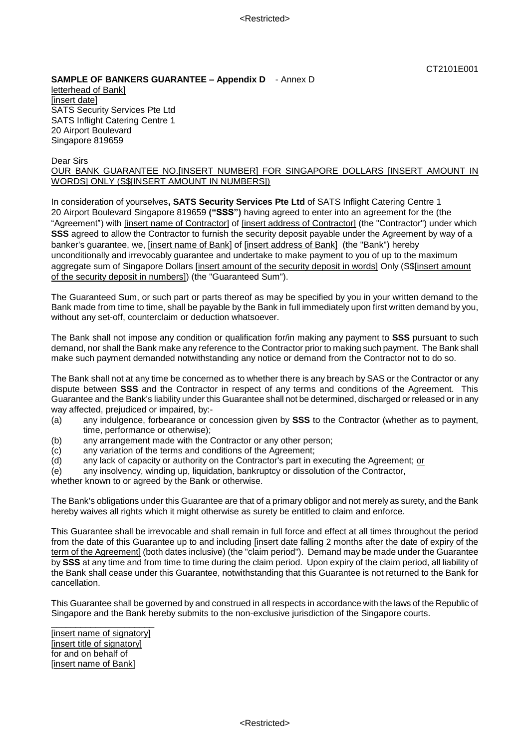CT2101E001

**SAMPLE OF BANKERS GUARANTEE – Appendix D** - Annex D

letterhead of Bank]
[insert date]
SATS Security Services Pte Ltd
SATS Inflight Catering Centre 1
20 Airport Boulevard
Singapore 819659

Dear Sirs

OUR BANK GUARANTEE NO.[INSERT NUMBER] FOR SINGAPORE DOLLARS [INSERT AMOUNT IN WORDS] ONLY (S$[INSERT AMOUNT IN NUMBERS])

In consideration of yourselves**, SATS Security Services Pte Ltd** of SATS Inflight Catering Centre 1 20 Airport Boulevard Singapore 819659 **("SSS")** having agreed to enter into an agreement for the (the "Agreement") with [insert name of Contractor] of [insert address of Contractor] (the "Contractor") under which **SSS** agreed to allow the Contractor to furnish the security deposit payable under the Agreement by way of a banker's guarantee, we, [insert name of Bank] of [insert address of Bank] (the "Bank") hereby unconditionally and irrevocably guarantee and undertake to make payment to you of up to the maximum aggregate sum of Singapore Dollars [insert amount of the security deposit in words] Only (S$[insert amount of the security deposit in numbers]) (the "Guaranteed Sum").

The Guaranteed Sum, or such part or parts thereof as may be specified by you in your written demand to the Bank made from time to time, shall be payable by the Bank in full immediately upon first written demand by you, without any set-off, counterclaim or deduction whatsoever.

The Bank shall not impose any condition or qualification for/in making any payment to **SSS** pursuant to such demand, nor shall the Bank make any reference to the Contractor prior to making such payment. The Bank shall make such payment demanded notwithstanding any notice or demand from the Contractor not to do so.

The Bank shall not at any time be concerned as to whether there is any breach by SAS or the Contractor or any dispute between **SSS** and the Contractor in respect of any terms and conditions of the Agreement. This Guarantee and the Bank's liability under this Guarantee shall not be determined, discharged or released or in any way affected, prejudiced or impaired, by:-

(a) any indulgence, forbearance or concession given by **SSS** to the Contractor (whether as to payment, time, performance or otherwise);
(b) any arrangement made with the Contractor or any other person;
(c) any variation of the terms and conditions of the Agreement;
(d) any lack of capacity or authority on the Contractor's part in executing the Agreement; or
(e) any insolvency, winding up, liquidation, bankruptcy or dissolution of the Contractor,

whether known to or agreed by the Bank or otherwise.

The Bank's obligations under this Guarantee are that of a primary obligor and not merely as surety, and the Bank hereby waives all rights which it might otherwise as surety be entitled to claim and enforce.

This Guarantee shall be irrevocable and shall remain in full force and effect at all times throughout the period from the date of this Guarantee up to and including [insert date falling 2 months after the date of expiry of the term of the Agreement] (both dates inclusive) (the "claim period"). Demand may be made under the Guarantee by **SSS** at any time and from time to time during the claim period. Upon expiry of the claim period, all liability of the Bank shall cease under this Guarantee, notwithstanding that this Guarantee is not returned to the Bank for cancellation.

This Guarantee shall be governed by and construed in all respects in accordance with the laws of the Republic of Singapore and the Bank hereby submits to the non-exclusive jurisdiction of the Singapore courts.

\_\_\_\_\_\_\_\_\_\_\_\_\_\_\_\_\_\_\_\_\_\_

[insert name of signatory]
[insert title of signatory]
for and on behalf of
[insert name of Bank]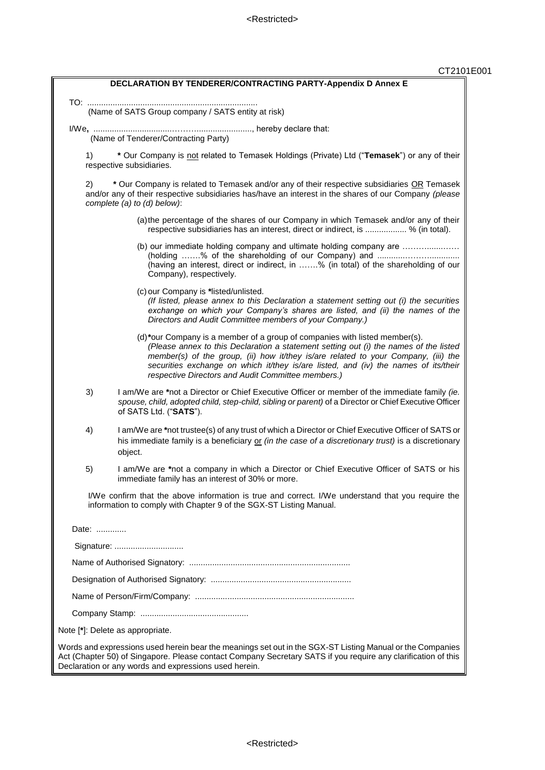CT2101E001

**DECLARATION BY TENDERER/CONTRACTING PARTY-Appendix D Annex E**

TO: .........................................................................
(Name of SATS Group company / SATS entity at risk)

I/We, ..................................…….........................., hereby declare that:
(Name of Tenderer/Contracting Party)

1) * Our Company is <u>not</u> related to Temasek Holdings (Private) Ltd ("**Temasek**") or any of their respective subsidiaries.

2) * Our Company is related to Temasek and/or any of their respective subsidiaries <u>OR</u> Temasek and/or any of their respective subsidiaries has/have an interest in the shares of our Company *(please complete (a) to (d) below)*:

(a) the percentage of the shares of our Company in which Temasek and/or any of their respective subsidiaries has an interest, direct or indirect, is ................. % (in total).

(b) our immediate holding company and ultimate holding company are ……….....…… (holding …….% of the shareholding of our Company) and ...........……............. (having an interest, direct or indirect, in …….% (in total) of the shareholding of our Company), respectively.

(c) our Company is *listed/unlisted.
*(If listed, please annex to this Declaration a statement setting out (i) the securities exchange on which your Company's shares are listed, and (ii) the names of the Directors and Audit Committee members of your Company.)*

(d) *our Company is a member of a group of companies with listed member(s).
*(Please annex to this Declaration a statement setting out (i) the names of the listed member(s) of the group, (ii) how it/they is/are related to your Company, (iii) the securities exchange on which it/they is/are listed, and (iv) the names of its/their respective Directors and Audit Committee members.)*

3) I am/We are *not a Director or Chief Executive Officer or member of the immediate family *(ie. spouse, child, adopted child, step-child, sibling or parent)* of a Director or Chief Executive Officer of SATS Ltd. ("**SATS**").

4) I am/We are *not trustee(s) of any trust of which a Director or Chief Executive Officer of SATS or his immediate family is a beneficiary <u>or</u> *(in the case of a discretionary trust)* is a discretionary object.

5) I am/We are *not a company in which a Director or Chief Executive Officer of SATS or his immediate family has an interest of 30% or more.

I/We confirm that the above information is true and correct. I/We understand that you require the information to comply with Chapter 9 of the SGX-ST Listing Manual.

Date: .............

Signature: ..............................

Name of Authorised Signatory: ......................................................................

Designation of Authorised Signatory: ............................................................

Name of Person/Firm/Company: .....................................................................

Company Stamp: ...............................................

Note [*]: Delete as appropriate.

Words and expressions used herein bear the meanings set out in the SGX-ST Listing Manual or the Companies Act (Chapter 50) of Singapore. Please contact Company Secretary SATS if you require any clarification of this Declaration or any words and expressions used herein.